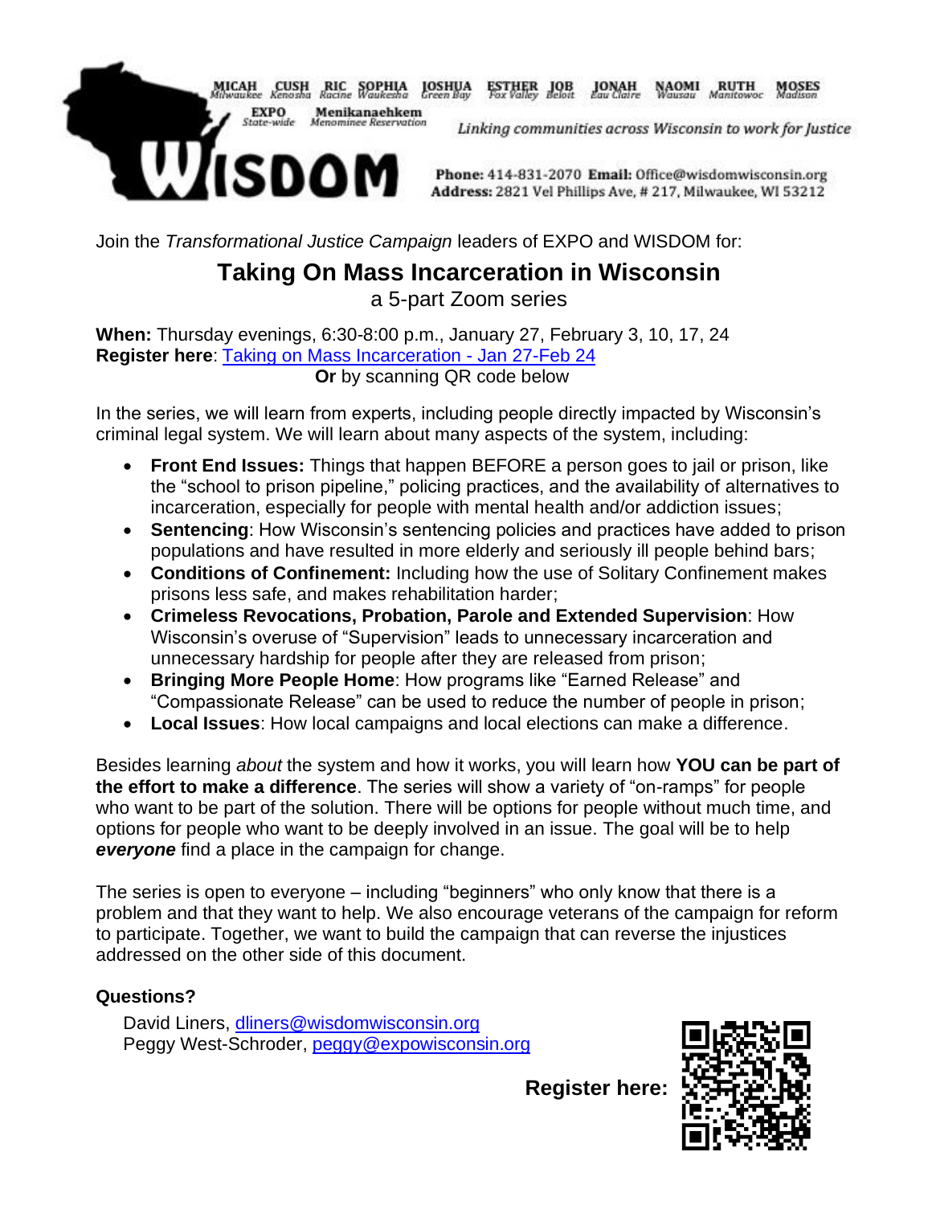MICAH *Milwaukee* CUSH *Kenosha* RIC *Racine* SOPHIA *Waukesha* JOSHUA *Green Bay* ESTHER *Fox Valley* JOB *Beloit* JONAH *Eau Claire* NAOMI *Wausau* RUTH *Manitowoc* MOSES *Madison*
EXPO *State-wide* Menikanaehkem *Menominee Reservation*

# WISDOM

*Linking communities across Wisconsin to work for Justice*

**Phone:** 414-831-2070 **Email:** Office@wisdomwisconsin.org
**Address:** 2821 Vel Phillips Ave, # 217, Milwaukee, WI 53212

Join the *Transformational Justice Campaign* leaders of EXPO and WISDOM for:

## Taking On Mass Incarceration in Wisconsin

a 5-part Zoom series

**When:** Thursday evenings, 6:30-8:00 p.m., January 27, February 3, 10, 17, 24
**Register here**: Taking on Mass Incarceration - Jan 27-Feb 24
**Or** by scanning QR code below

In the series, we will learn from experts, including people directly impacted by Wisconsin's criminal legal system. We will learn about many aspects of the system, including:

- **Front End Issues:** Things that happen BEFORE a person goes to jail or prison, like the "school to prison pipeline," policing practices, and the availability of alternatives to incarceration, especially for people with mental health and/or addiction issues;
- **Sentencing**: How Wisconsin's sentencing policies and practices have added to prison populations and have resulted in more elderly and seriously ill people behind bars;
- **Conditions of Confinement:** Including how the use of Solitary Confinement makes prisons less safe, and makes rehabilitation harder;
- **Crimeless Revocations, Probation, Parole and Extended Supervision**: How Wisconsin's overuse of "Supervision" leads to unnecessary incarceration and unnecessary hardship for people after they are released from prison;
- **Bringing More People Home**: How programs like "Earned Release" and "Compassionate Release" can be used to reduce the number of people in prison;
- **Local Issues**: How local campaigns and local elections can make a difference.

Besides learning *about* the system and how it works, you will learn how **YOU can be part of the effort to make a difference**. The series will show a variety of "on-ramps" for people who want to be part of the solution. There will be options for people without much time, and options for people who want to be deeply involved in an issue. The goal will be to help ***everyone*** find a place in the campaign for change.

The series is open to everyone – including "beginners" who only know that there is a problem and that they want to help. We also encourage veterans of the campaign for reform to participate. Together, we want to build the campaign that can reverse the injustices addressed on the other side of this document.

**Questions?**

David Liners, dliners@wisdomwisconsin.org
Peggy West-Schroder, peggy@expowisconsin.org

**Register here:**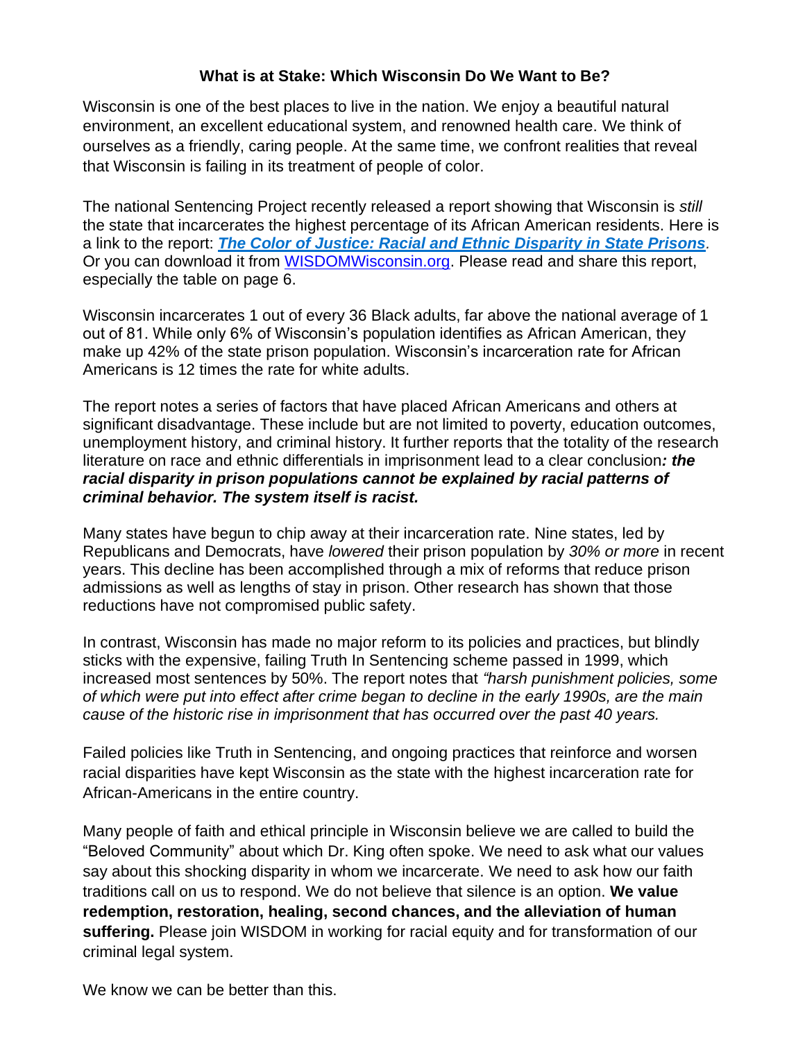**What is at Stake: Which Wisconsin Do We Want to Be?**

Wisconsin is one of the best places to live in the nation. We enjoy a beautiful natural environment, an excellent educational system, and renowned health care. We think of ourselves as a friendly, caring people. At the same time, we confront realities that reveal that Wisconsin is failing in its treatment of people of color.

The national Sentencing Project recently released a report showing that Wisconsin is *still* the state that incarcerates the highest percentage of its African American residents. Here is a link to the report: ***The Color of Justice: Racial and Ethnic Disparity in State Prisons***. Or you can download it from WISDOMWisconsin.org. Please read and share this report, especially the table on page 6.

Wisconsin incarcerates 1 out of every 36 Black adults, far above the national average of 1 out of 81. While only 6% of Wisconsin's population identifies as African American, they make up 42% of the state prison population. Wisconsin's incarceration rate for African Americans is 12 times the rate for white adults.

The report notes a series of factors that have placed African Americans and others at significant disadvantage. These include but are not limited to poverty, education outcomes, unemployment history, and criminal history. It further reports that the totality of the research literature on race and ethnic differentials in imprisonment lead to a clear conclusion***: the racial disparity in prison populations cannot be explained by racial patterns of criminal behavior. The system itself is racist.***

Many states have begun to chip away at their incarceration rate. Nine states, led by Republicans and Democrats, have *lowered* their prison population by *30% or more* in recent years. This decline has been accomplished through a mix of reforms that reduce prison admissions as well as lengths of stay in prison. Other research has shown that those reductions have not compromised public safety.

In contrast, Wisconsin has made no major reform to its policies and practices, but blindly sticks with the expensive, failing Truth In Sentencing scheme passed in 1999, which increased most sentences by 50%. The report notes that *"harsh punishment policies, some of which were put into effect after crime began to decline in the early 1990s, are the main cause of the historic rise in imprisonment that has occurred over the past 40 years.*

Failed policies like Truth in Sentencing, and ongoing practices that reinforce and worsen racial disparities have kept Wisconsin as the state with the highest incarceration rate for African-Americans in the entire country.

Many people of faith and ethical principle in Wisconsin believe we are called to build the "Beloved Community" about which Dr. King often spoke. We need to ask what our values say about this shocking disparity in whom we incarcerate. We need to ask how our faith traditions call on us to respond. We do not believe that silence is an option. **We value redemption, restoration, healing, second chances, and the alleviation of human suffering.** Please join WISDOM in working for racial equity and for transformation of our criminal legal system.

We know we can be better than this.